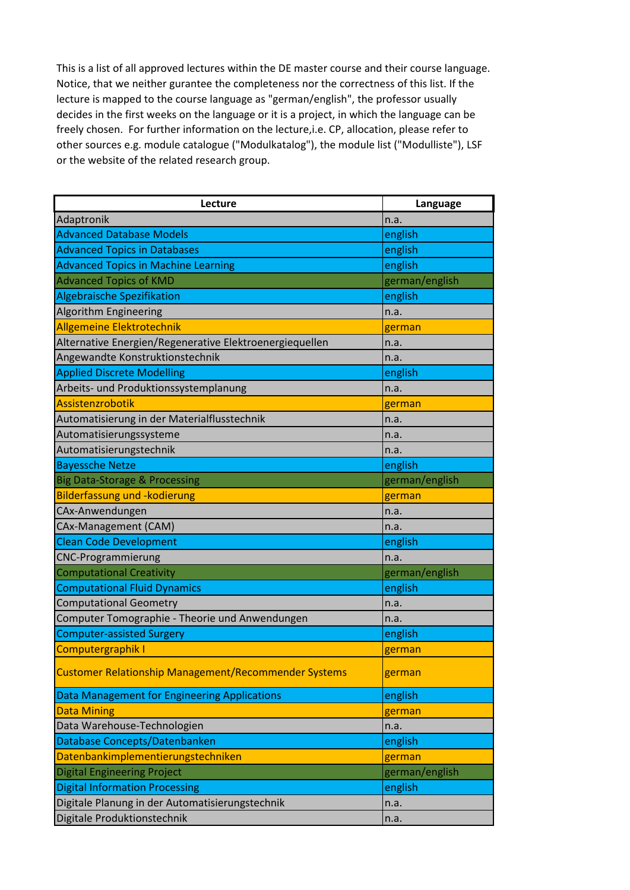This is a list of all approved lectures within the DE master course and their course language. Notice, that we neither gurantee the completeness nor the correctness of this list. If the lecture is mapped to the course language as "german/english", the professor usually decides in the first weeks on the language or it is a project, in which the language can be freely chosen. For further information on the lecture,i.e. CP, allocation, please refer to other sources e.g. module catalogue ("Modulkatalog"), the module list ("Modulliste"), LSF or the website of the related research group.

| Lecture | Language |
|---|---|
| Adaptronik | n.a. |
| Advanced Database Models | english |
| Advanced Topics in Databases | english |
| Advanced Topics in Machine Learning | english |
| Advanced Topics of KMD | german/english |
| Algebraische Spezifikation | english |
| Algorithm Engineering | n.a. |
| Allgemeine Elektrotechnik | german |
| Alternative Energien/Regenerative Elektroenergiequellen | n.a. |
| Angewandte Konstruktionstechnik | n.a. |
| Applied Discrete Modelling | english |
| Arbeits- und Produktionssystemplanung | n.a. |
| Assistenzrobotik | german |
| Automatisierung in der Materialflusstechnik | n.a. |
| Automatisierungssysteme | n.a. |
| Automatisierungstechnik | n.a. |
| Bayessche Netze | english |
| Big Data-Storage & Processing | german/english |
| Bilderfassung und -kodierung | german |
| CAx-Anwendungen | n.a. |
| CAx-Management (CAM) | n.a. |
| Clean Code Development | english |
| CNC-Programmierung | n.a. |
| Computational Creativity | german/english |
| Computational Fluid Dynamics | english |
| Computational Geometry | n.a. |
| Computer Tomographie - Theorie und Anwendungen | n.a. |
| Computer-assisted Surgery | english |
| Computergraphik I | german |
| Customer Relationship Management/Recommender Systems | german |
| Data Management for Engineering Applications | english |
| Data Mining | german |
| Data Warehouse-Technologien | n.a. |
| Database Concepts/Datenbanken | english |
| Datenbankimplementierungstechniken | german |
| Digital Engineering Project | german/english |
| Digital Information Processing | english |
| Digitale Planung in der Automatisierungstechnik | n.a. |
| Digitale Produktionstechnik | n.a. |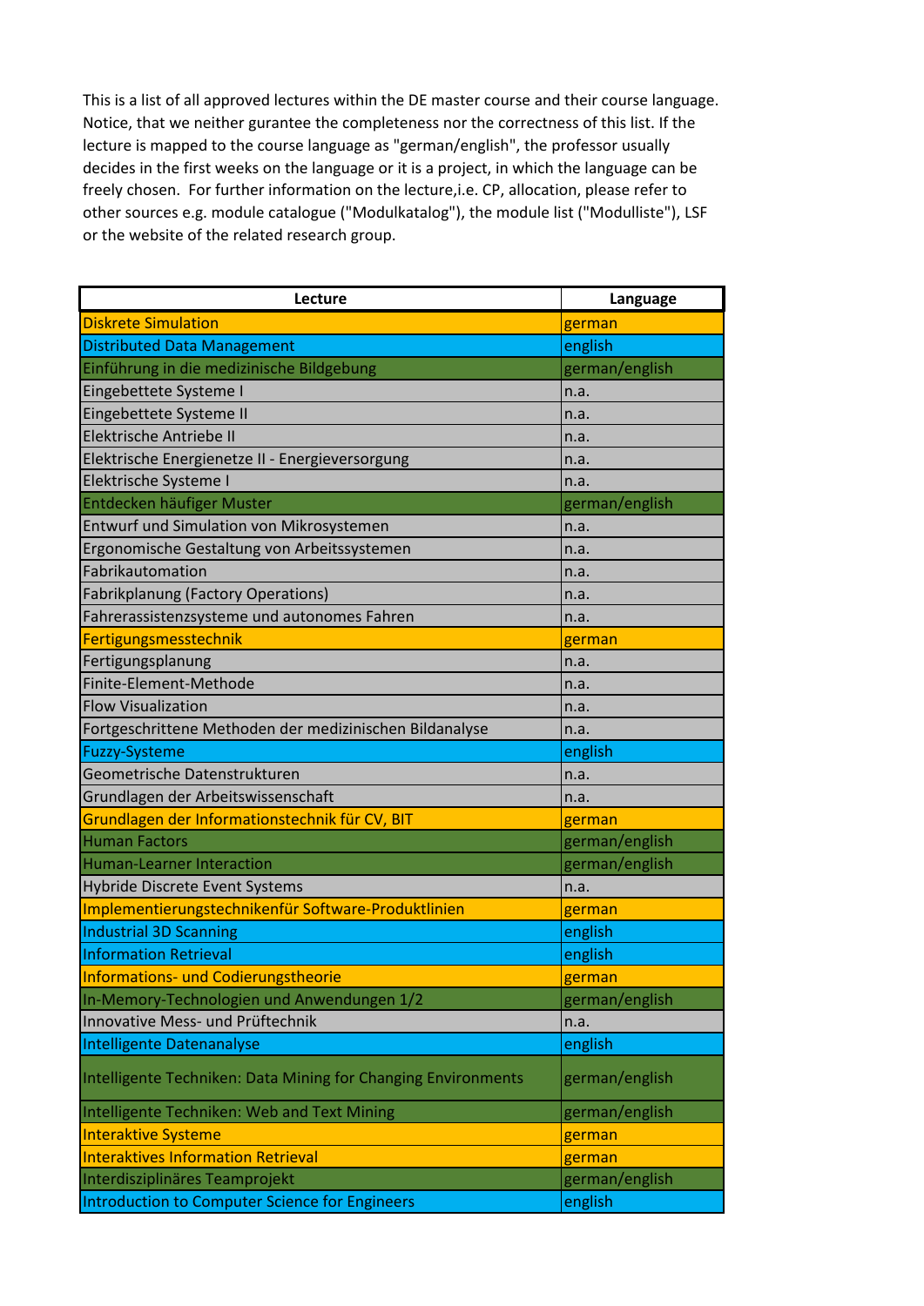This is a list of all approved lectures within the DE master course and their course language. Notice, that we neither gurantee the completeness nor the correctness of this list. If the lecture is mapped to the course language as "german/english", the professor usually decides in the first weeks on the language or it is a project, in which the language can be freely chosen. For further information on the lecture,i.e. CP, allocation, please refer to other sources e.g. module catalogue ("Modulkatalog"), the module list ("Modulliste"), LSF or the website of the related research group.

| Lecture | Language |
|---|---|
| Diskrete Simulation | german |
| Distributed Data Management | english |
| Einführung in die medizinische Bildgebung | german/english |
| Eingebettete Systeme I | n.a. |
| Eingebettete Systeme II | n.a. |
| Elektrische Antriebe II | n.a. |
| Elektrische Energienetze II - Energieversorgung | n.a. |
| Elektrische Systeme I | n.a. |
| Entdecken häufiger Muster | german/english |
| Entwurf und Simulation von Mikrosystemen | n.a. |
| Ergonomische Gestaltung von Arbeitssystemen | n.a. |
| Fabrikautomation | n.a. |
| Fabrikplanung (Factory Operations) | n.a. |
| Fahrerassistenzsysteme und autonomes Fahren | n.a. |
| Fertigungsmesstechnik | german |
| Fertigungsplanung | n.a. |
| Finite-Element-Methode | n.a. |
| Flow Visualization | n.a. |
| Fortgeschrittene Methoden der medizinischen Bildanalyse | n.a. |
| Fuzzy-Systeme | english |
| Geometrische Datenstrukturen | n.a. |
| Grundlagen der Arbeitswissenschaft | n.a. |
| Grundlagen der Informationstechnik für CV, BIT | german |
| Human Factors | german/english |
| Human-Learner Interaction | german/english |
| Hybride Discrete Event Systems | n.a. |
| Implementierungstechnikenfür Software-Produktlinien | german |
| Industrial 3D Scanning | english |
| Information Retrieval | english |
| Informations- und Codierungstheorie | german |
| In-Memory-Technologien und Anwendungen 1/2 | german/english |
| Innovative Mess- und Prüftechnik | n.a. |
| Intelligente Datenanalyse | english |
| Intelligente Techniken: Data Mining for Changing Environments | german/english |
| Intelligente Techniken: Web and Text Mining | german/english |
| Interaktive Systeme | german |
| Interaktives Information Retrieval | german |
| Interdisziplinäres Teamprojekt | german/english |
| Introduction to Computer Science for Engineers | english |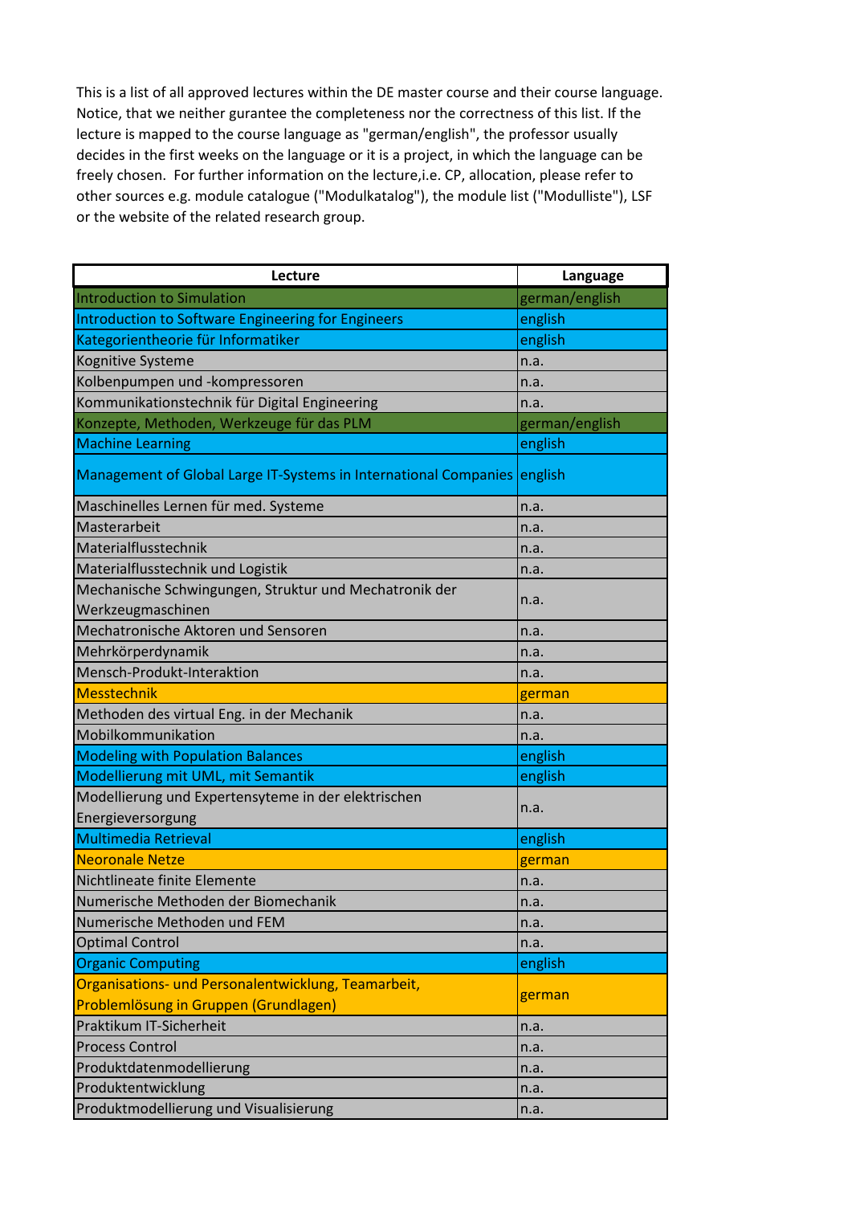This is a list of all approved lectures within the DE master course and their course language. Notice, that we neither gurantee the completeness nor the correctness of this list. If the lecture is mapped to the course language as "german/english", the professor usually decides in the first weeks on the language or it is a project, in which the language can be freely chosen. For further information on the lecture,i.e. CP, allocation, please refer to other sources e.g. module catalogue ("Modulkatalog"), the module list ("Modulliste"), LSF or the website of the related research group.

| Lecture | Language |
|---|---|
| Introduction to Simulation | german/english |
| Introduction to Software Engineering for Engineers | english |
| Kategorientheorie für Informatiker | english |
| Kognitive Systeme | n.a. |
| Kolbenpumpen und -kompressoren | n.a. |
| Kommunikationstechnik für Digital Engineering | n.a. |
| Konzepte, Methoden, Werkzeuge für das PLM | german/english |
| Machine Learning | english |
| Management of Global Large IT-Systems in International Companies | english |
| Maschinelles Lernen für med. Systeme | n.a. |
| Masterarbeit | n.a. |
| Materialflusstechnik | n.a. |
| Materialflusstechnik und Logistik | n.a. |
| Mechanische Schwingungen, Struktur und Mechatronik der Werkzeugmaschinen | n.a. |
| Mechatronische Aktoren und Sensoren | n.a. |
| Mehrkörperdynamik | n.a. |
| Mensch-Produkt-Interaktion | n.a. |
| Messtechnik | german |
| Methoden des virtual Eng. in der Mechanik | n.a. |
| Mobilkommunikation | n.a. |
| Modeling with Population Balances | english |
| Modellierung mit UML, mit Semantik | english |
| Modellierung und Expertensyteme in der elektrischen Energieversorgung | n.a. |
| Multimedia Retrieval | english |
| Neoronale Netze | german |
| Nichtlineate finite Elemente | n.a. |
| Numerische Methoden der Biomechanik | n.a. |
| Numerische Methoden und FEM | n.a. |
| Optimal Control | n.a. |
| Organic Computing | english |
| Organisations- und Personalentwicklung, Teamarbeit, Problemlösung in Gruppen (Grundlagen) | german |
| Praktikum IT-Sicherheit | n.a. |
| Process Control | n.a. |
| Produktdatenmodellierung | n.a. |
| Produktentwicklung | n.a. |
| Produktmodellierung und Visualisierung | n.a. |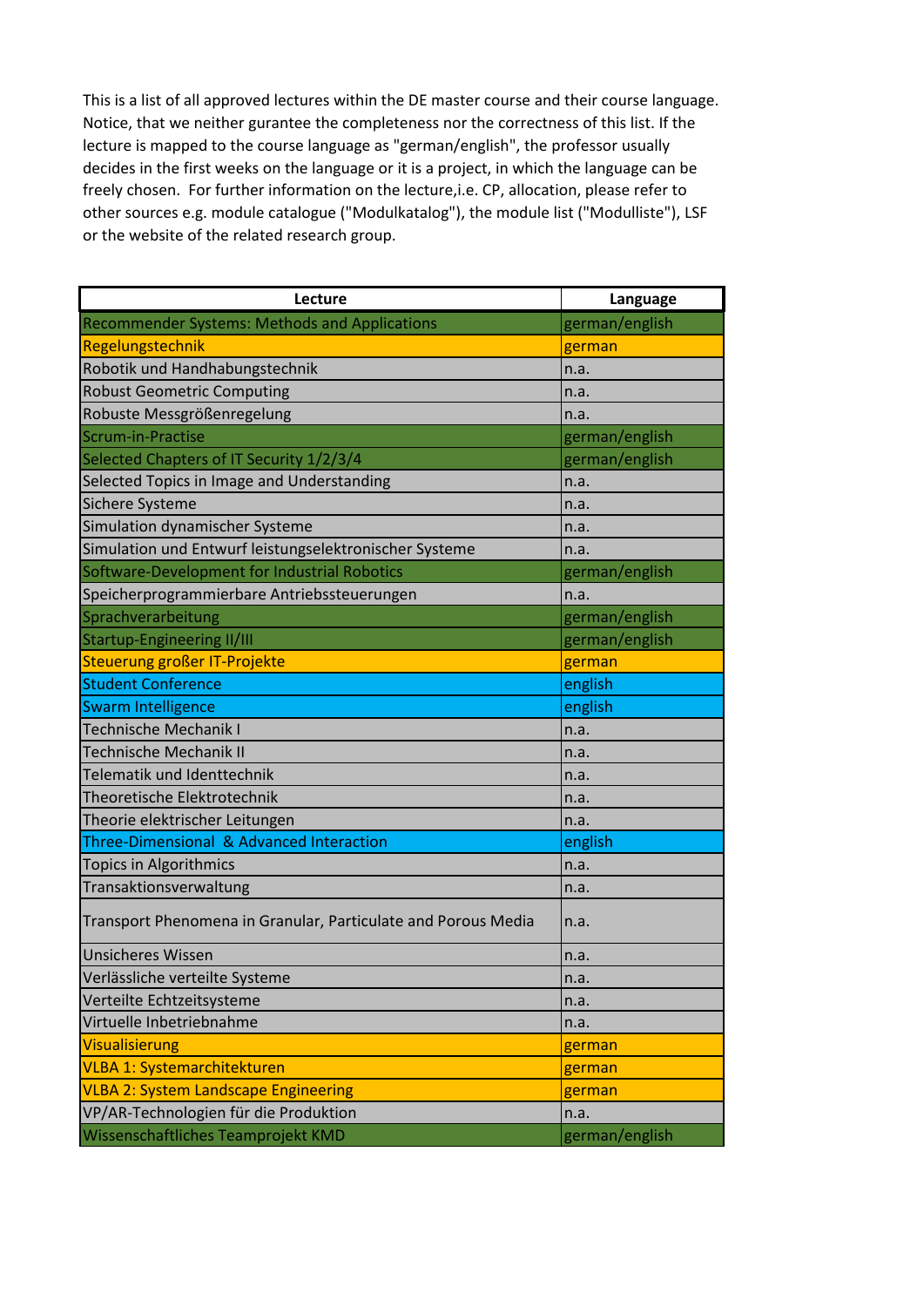This is a list of all approved lectures within the DE master course and their course language. Notice, that we neither gurantee the completeness nor the correctness of this list. If the lecture is mapped to the course language as "german/english", the professor usually decides in the first weeks on the language or it is a project, in which the language can be freely chosen. For further information on the lecture,i.e. CP, allocation, please refer to other sources e.g. module catalogue ("Modulkatalog"), the module list ("Modulliste"), LSF or the website of the related research group.

| Lecture | Language |
| --- | --- |
| Recommender Systems: Methods and Applications | german/english |
| Regelungstechnik | german |
| Robotik und Handhabungstechnik | n.a. |
| Robust Geometric Computing | n.a. |
| Robuste Messgrößenregelung | n.a. |
| Scrum-in-Practise | german/english |
| Selected Chapters of IT Security 1/2/3/4 | german/english |
| Selected Topics in Image and Understanding | n.a. |
| Sichere Systeme | n.a. |
| Simulation dynamischer Systeme | n.a. |
| Simulation und Entwurf leistungselektronischer Systeme | n.a. |
| Software-Development for Industrial Robotics | german/english |
| Speicherprogrammierbare Antriebssteuerungen | n.a. |
| Sprachverarbeitung | german/english |
| Startup-Engineering II/III | german/english |
| Steuerung großer IT-Projekte | german |
| Student Conference | english |
| Swarm Intelligence | english |
| Technische Mechanik I | n.a. |
| Technische Mechanik II | n.a. |
| Telematik und Identtechnik | n.a. |
| Theoretische Elektrotechnik | n.a. |
| Theorie elektrischer Leitungen | n.a. |
| Three-Dimensional & Advanced Interaction | english |
| Topics in Algorithmics | n.a. |
| Transaktionsverwaltung | n.a. |
| Transport Phenomena in Granular, Particulate and Porous Media | n.a. |
| Unsicheres Wissen | n.a. |
| Verlässliche verteilte Systeme | n.a. |
| Verteilte Echtzeitsysteme | n.a. |
| Virtuelle Inbetriebnahme | n.a. |
| Visualisierung | german |
| VLBA 1: Systemarchitekturen | german |
| VLBA 2: System Landscape Engineering | german |
| VP/AR-Technologien für die Produktion | n.a. |
| Wissenschaftliches Teamprojekt KMD | german/english |